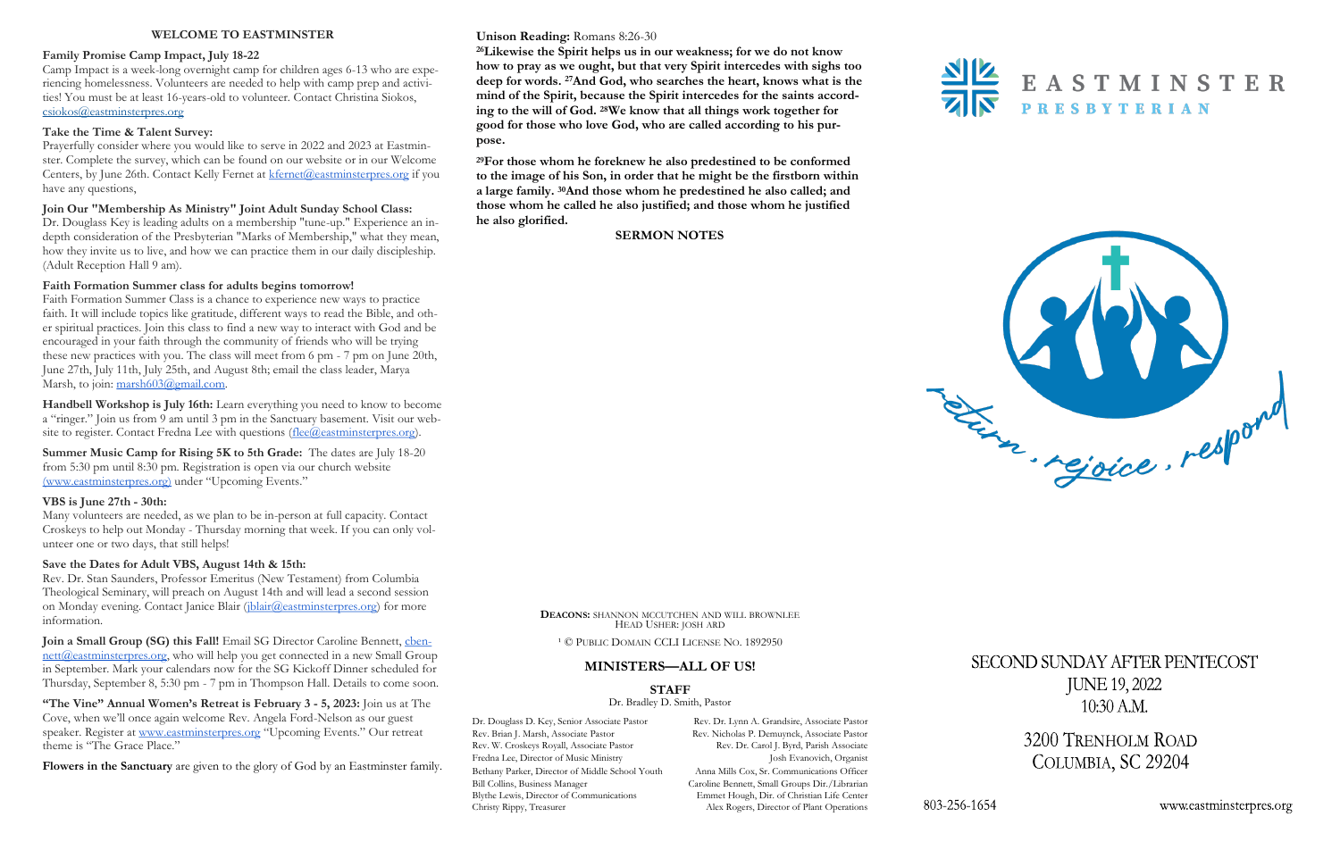## WELCOME TO EASTMINSTER

**Family Promise Camp Impact, July 18-22**

Camp Impact is a week-long overnight camp for children ages 6-13 who are experiencing homelessness. Volunteers are needed to help with camp prep and activities! You must be at least 16-years-old to volunteer. Contact Christina Siokos, csiokos@eastminsterpres.org

**Take the Time & Talent Survey:**

Prayerfully consider where you would like to serve in 2022 and 2023 at Eastminster. Complete the survey, which can be found on our website or in our Welcome Centers, by June 26th. Contact Kelly Fernet at kfernet@eastminsterpres.org if you have any questions,

**Join Our "Membership As Ministry" Joint Adult Sunday School Class:**

Dr. Douglass Key is leading adults on a membership "tune-up." Experience an in-depth consideration of the Presbyterian "Marks of Membership," what they mean, how they invite us to live, and how we can practice them in our daily discipleship. (Adult Reception Hall 9 am).

**Faith Formation Summer class for adults begins tomorrow!**

Faith Formation Summer Class is a chance to experience new ways to practice faith. It will include topics like gratitude, different ways to read the Bible, and other spiritual practices. Join this class to find a new way to interact with God and be encouraged in your faith through the community of friends who will be trying these new practices with you. The class will meet from 6 pm - 7 pm on June 20th, June 27th, July 11th, July 25th, and August 8th; email the class leader, Marya Marsh, to join: marsh603@gmail.com.

**Handbell Workshop is July 16th:** Learn everything you need to know to become a "ringer." Join us from 9 am until 3 pm in the Sanctuary basement. Visit our website to register. Contact Fredna Lee with questions (flee@eastminsterpres.org).

**Summer Music Camp for Rising 5K to 5th Grade:** The dates are July 18-20 from 5:30 pm until 8:30 pm. Registration is open via our church website (www.eastminsterpres.org) under "Upcoming Events."

**VBS is June 27th - 30th:**

Many volunteers are needed, as we plan to be in-person at full capacity. Contact Croskeys to help out Monday - Thursday morning that week. If you can only volunteer one or two days, that still helps!

**Save the Dates for Adult VBS, August 14th & 15th:**

Rev. Dr. Stan Saunders, Professor Emeritus (New Testament) from Columbia Theological Seminary, will preach on August 14th and will lead a second session on Monday evening. Contact Janice Blair (jblair@eastminsterpres.org) for more information.

**Join a Small Group (SG) this Fall!** Email SG Director Caroline Bennett, cbennett@eastminsterpres.org, who will help you get connected in a new Small Group in September. Mark your calendars now for the SG Kickoff Dinner scheduled for Thursday, September 8, 5:30 pm - 7 pm in Thompson Hall. Details to come soon.

**"The Vine" Annual Women's Retreat is February 3 - 5, 2023:** Join us at The Cove, when we'll once again welcome Rev. Angela Ford-Nelson as our guest speaker. Register at www.eastminsterpres.org "Upcoming Events." Our retreat theme is "The Grace Place."

**Flowers in the Sanctuary** are given to the glory of God by an Eastminster family.

**Unison Reading:** Romans 8:26-30

**[26]Likewise the Spirit helps us in our weakness; for we do not know how to pray as we ought, but that very Spirit intercedes with sighs too deep for words. [27]And God, who searches the heart, knows what is the mind of the Spirit, because the Spirit intercedes for the saints according to the will of God. [28]We know that all things work together for good for those who love God, who are called according to his purpose.**

**[29]For those whom he foreknew he also predestined to be conformed to the image of his Son, in order that he might be the firstborn within a large family. [30]And those whom he predestined he also called; and those whom he called he also justified; and those whom he justified he also glorified.**

**SERMON NOTES**

**DEACONS:** SHANNON MCCUTCHEN AND WILL BROWNLEE
HEAD USHER: JOSH ARD

[1] © PUBLIC DOMAIN CCLI LICENSE NO. 1892950

### MINISTERS—ALL OF US!

**STAFF**

Dr. Bradley D. Smith, Pastor

Dr. Douglass D. Key, Senior Associate Pastor
Rev. Brian J. Marsh, Associate Pastor
Rev. W. Croskeys Royall, Associate Pastor
Fredna Lee, Director of Music Ministry
Bethany Parker, Director of Middle School Youth
Bill Collins, Business Manager
Blythe Lewis, Director of Communications
Christy Rippy, Treasurer

Rev. Dr. Lynn A. Grandsire, Associate Pastor
Rev. Nicholas P. Demuynck, Associate Pastor
Rev. Dr. Carol J. Byrd, Parish Associate
Josh Evanovich, Organist
Anna Mills Cox, Sr. Communications Officer
Caroline Bennett, Small Groups Dir./Librarian
Emmet Hough, Dir. of Christian Life Center
Alex Rogers, Director of Plant Operations

# EASTMINSTER PRESBYTERIAN

return . rejoice . respond

## SECOND SUNDAY AFTER PENTECOST
JUNE 19, 2022
10:30 A.M.

3200 TRENHOLM ROAD
COLUMBIA, SC 29204

803-256-1654 www.eastminsterpres.org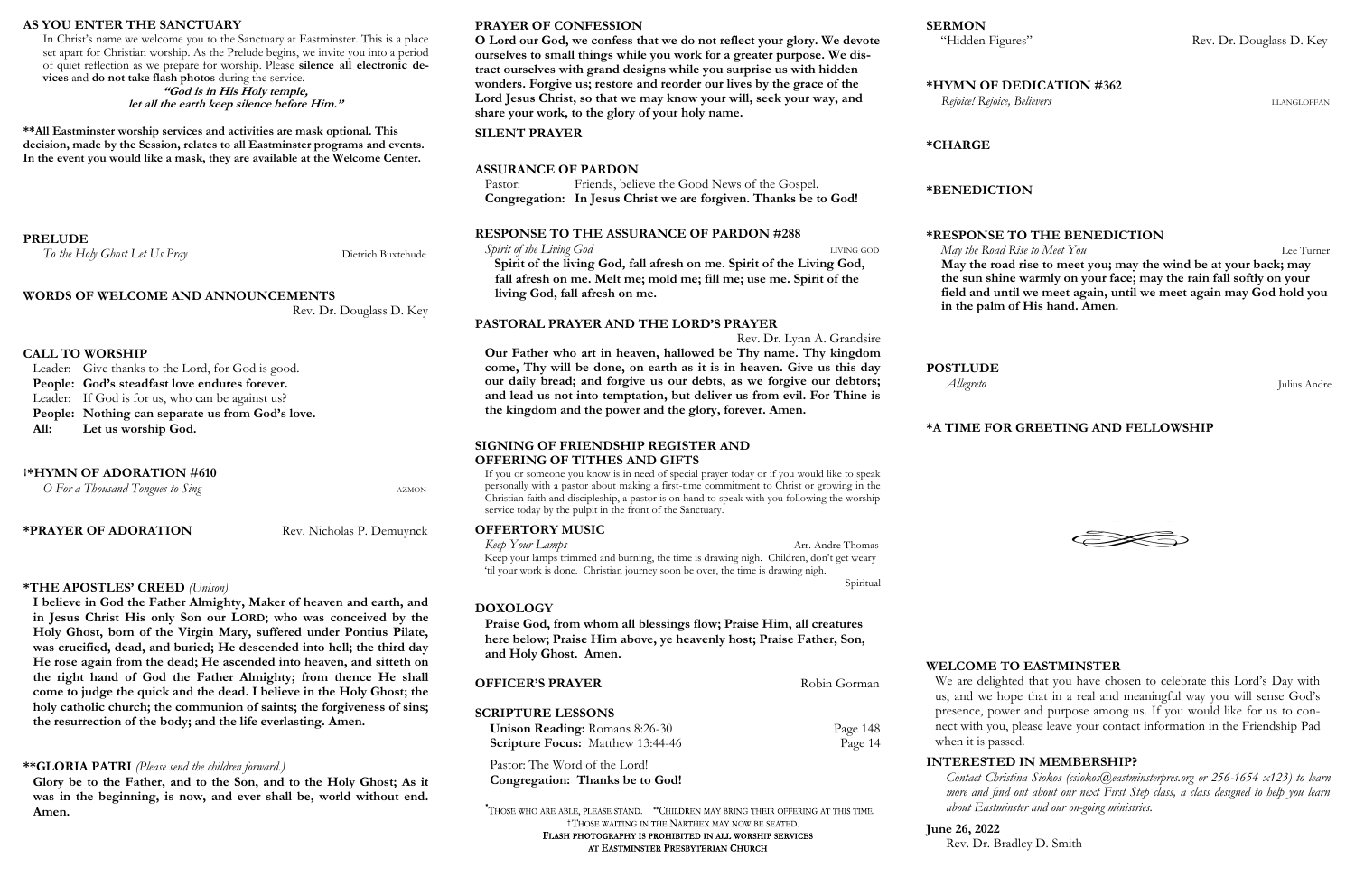## AS YOU ENTER THE SANCTUARY

In Christ's name we welcome you to the Sanctuary at Eastminster. This is a place set apart for Christian worship. As the Prelude begins, we invite you into a period of quiet reflection as we prepare for worship. Please **silence all electronic devices** and **do not take flash photos** during the service.

***"God is in His Holy temple, let all the earth keep silence before Him."***

**\*\*All Eastminster worship services and activities are mask optional. This decision, made by the Session, relates to all Eastminster programs and events. In the event you would like a mask, they are available at the Welcome Center.**

## PRELUDE

*To the Holy Ghost Let Us Pray* — Dietrich Buxtehude

## WORDS OF WELCOME AND ANNOUNCEMENTS

Rev. Dr. Douglass D. Key

## CALL TO WORSHIP

Leader: Give thanks to the Lord, for God is good.
**People: God's steadfast love endures forever.**
Leader: If God is for us, who can be against us?
**People: Nothing can separate us from God's love.**
**All: Let us worship God.**

## †*HYMN OF ADORATION #610

*O For a Thousand Tongues to Sing* — AZMON

## *PRAYER OF ADORATION

Rev. Nicholas P. Demuynck

## *THE APOSTLES' CREED *(Unison)*

**I believe in God the Father Almighty, Maker of heaven and earth, and in Jesus Christ His only Son our LORD; who was conceived by the Holy Ghost, born of the Virgin Mary, suffered under Pontius Pilate, was crucified, dead, and buried; He descended into hell; the third day He rose again from the dead; He ascended into heaven, and sitteth on the right hand of God the Father Almighty; from thence He shall come to judge the quick and the dead. I believe in the Holy Ghost; the holy catholic church; the communion of saints; the forgiveness of sins; the resurrection of the body; and the life everlasting. Amen.**

## **GLORIA PATRI *(Please send the children forward.)*

**Glory be to the Father, and to the Son, and to the Holy Ghost; As it was in the beginning, is now, and ever shall be, world without end. Amen.**

## PRAYER OF CONFESSION

**O Lord our God, we confess that we do not reflect your glory. We devote ourselves to small things while you work for a greater purpose. We distract ourselves with grand designs while you surprise us with hidden wonders. Forgive us; restore and reorder our lives by the grace of the Lord Jesus Christ, so that we may know your will, seek your way, and share your work, to the glory of your holy name.**

## SILENT PRAYER

## ASSURANCE OF PARDON

Pastor: Friends, believe the Good News of the Gospel.
**Congregation: In Jesus Christ we are forgiven. Thanks be to God!**

## RESPONSE TO THE ASSURANCE OF PARDON #288

*Spirit of the Living God* — LIVING GOD

**Spirit of the living God, fall afresh on me. Spirit of the Living God, fall afresh on me. Melt me; mold me; fill me; use me. Spirit of the living God, fall afresh on me.**

## PASTORAL PRAYER AND THE LORD'S PRAYER

Rev. Dr. Lynn A. Grandsire

**Our Father who art in heaven, hallowed be Thy name. Thy kingdom come, Thy will be done, on earth as it is in heaven. Give us this day our daily bread; and forgive us our debts, as we forgive our debtors; and lead us not into temptation, but deliver us from evil. For Thine is the kingdom and the power and the glory, forever. Amen.**

## SIGNING OF FRIENDSHIP REGISTER AND OFFERING OF TITHES AND GIFTS

If you or someone you know is in need of special prayer today or if you would like to speak personally with a pastor about making a first-time commitment to Christ or growing in the Christian faith and discipleship, a pastor is on hand to speak with you following the worship service today by the pulpit in the front of the Sanctuary.

## OFFERTORY MUSIC

*Keep Your Lamps* — Arr. Andre Thomas

Keep your lamps trimmed and burning, the time is drawing nigh. Children, don't get weary 'til your work is done. Christian journey soon be over, the time is drawing nigh.

Spiritual

## DOXOLOGY

**Praise God, from whom all blessings flow; Praise Him, all creatures here below; Praise Him above, ye heavenly host; Praise Father, Son, and Holy Ghost. Amen.**

## OFFICER'S PRAYER

Robin Gorman

## SCRIPTURE LESSONS

**Unison Reading:** Romans 8:26-30 — Page 148
**Scripture Focus:** Matthew 13:44-46 — Page 14

Pastor: The Word of the Lord!
**Congregation: Thanks be to God!**

*Those who are able, please stand. **Children may bring their offering at this time.
†Those waiting in the Narthex may now be seated.
**Flash photography is prohibited in all worship services at Eastminster Presbyterian Church**

## SERMON

"Hidden Figures" — Rev. Dr. Douglass D. Key

## *HYMN OF DEDICATION #362

*Rejoice! Rejoice, Believers* — LLANGLOFFAN

## *CHARGE

## *BENEDICTION

## *RESPONSE TO THE BENEDICTION

*May the Road Rise to Meet You* — Lee Turner

**May the road rise to meet you; may the wind be at your back; may the sun shine warmly on your face; may the rain fall softly on your field and until we meet again, until we meet again may God hold you in the palm of His hand. Amen.**

## POSTLUDE

*Allegreto* — Julius Andre

## *A TIME FOR GREETING AND FELLOWSHIP

## WELCOME TO EASTMINSTER

We are delighted that you have chosen to celebrate this Lord's Day with us, and we hope that in a real and meaningful way you will sense God's presence, power and purpose among us. If you would like for us to connect with you, please leave your contact information in the Friendship Pad when it is passed.

## INTERESTED IN MEMBERSHIP?

*Contact Christina Siokos (csiokos@eastminsterpres.org or 256-1654 x123) to learn more and find out about our next First Step class, a class designed to help you learn about Eastminster and our on-going ministries.*

**June 26, 2022**
Rev. Dr. Bradley D. Smith